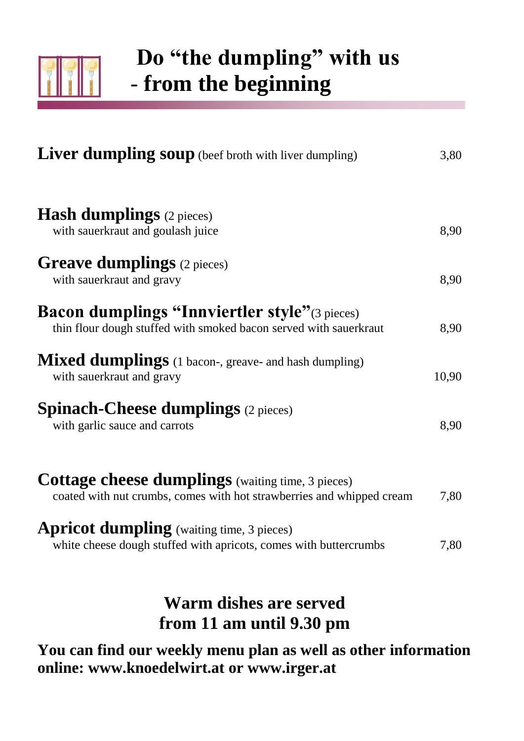# Do "the dumpling" with us - from the beginning

**Liver dumpling soup** (beef broth with liver dumpling) 3,80

**Hash dumplings** (2 pieces)
with sauerkraut and goulash juice 8,90

**Greave dumplings** (2 pieces)
with sauerkraut and gravy 8,90

**Bacon dumplings "Innviertler style"** (3 pieces)
thin flour dough stuffed with smoked bacon served with sauerkraut 8,90

**Mixed dumplings** (1 bacon-, greave- and hash dumpling)
with sauerkraut and gravy 10,90

**Spinach-Cheese dumplings** (2 pieces)
with garlic sauce and carrots 8,90

**Cottage cheese dumplings** (waiting time, 3 pieces)
coated with nut crumbs, comes with hot strawberries and whipped cream 7,80

**Apricot dumpling** (waiting time, 3 pieces)
white cheese dough stuffed with apricots, comes with buttercrumbs 7,80

## Warm dishes are served from 11 am until 9.30 pm

**You can find our weekly menu plan as well as other information online: www.knoedelwirt.at or www.irger.at**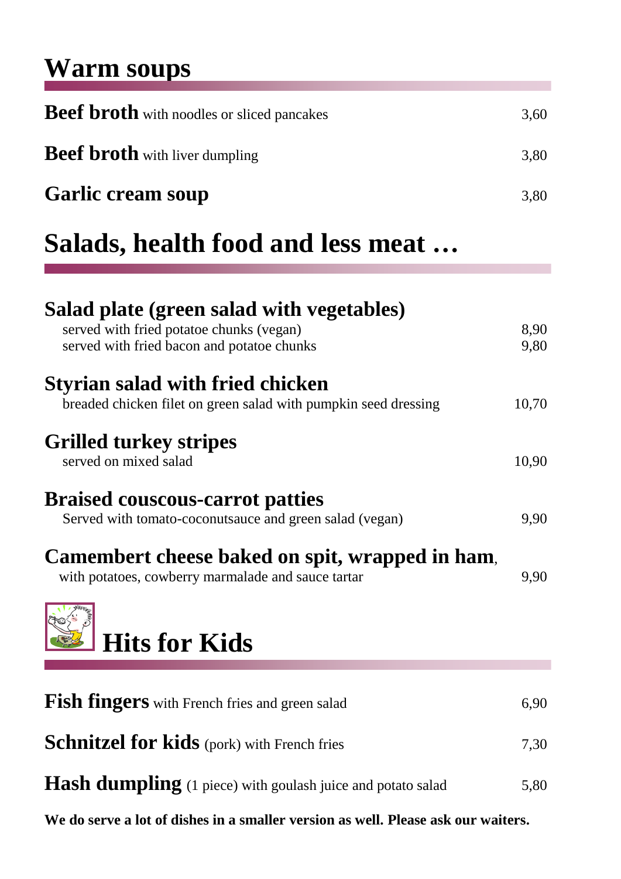# Warm soups

**Beef broth** with noodles or sliced pancakes 3,60

**Beef broth** with liver dumpling 3,80

**Garlic cream soup** 3,80

# Salads, health food and less meat …

**Salad plate (green salad with vegetables)**
served with fried potatoe chunks (vegan) 8,90
served with fried bacon and potatoe chunks 9,80

**Styrian salad with fried chicken**
breaded chicken filet on green salad with pumpkin seed dressing 10,70

**Grilled turkey stripes**
served on mixed salad 10,90

**Braised couscous-carrot patties**
Served with tomato-coconutsauce and green salad (vegan) 9,90

**Camembert cheese baked on spit, wrapped in ham**,
with potatoes, cowberry marmalade and sauce tartar 9,90

# Hits for Kids

**Fish fingers** with French fries and green salad 6,90

**Schnitzel for kids** (pork) with French fries 7,30

**Hash dumpling** (1 piece) with goulash juice and potato salad 5,80

**We do serve a lot of dishes in a smaller version as well. Please ask our waiters.**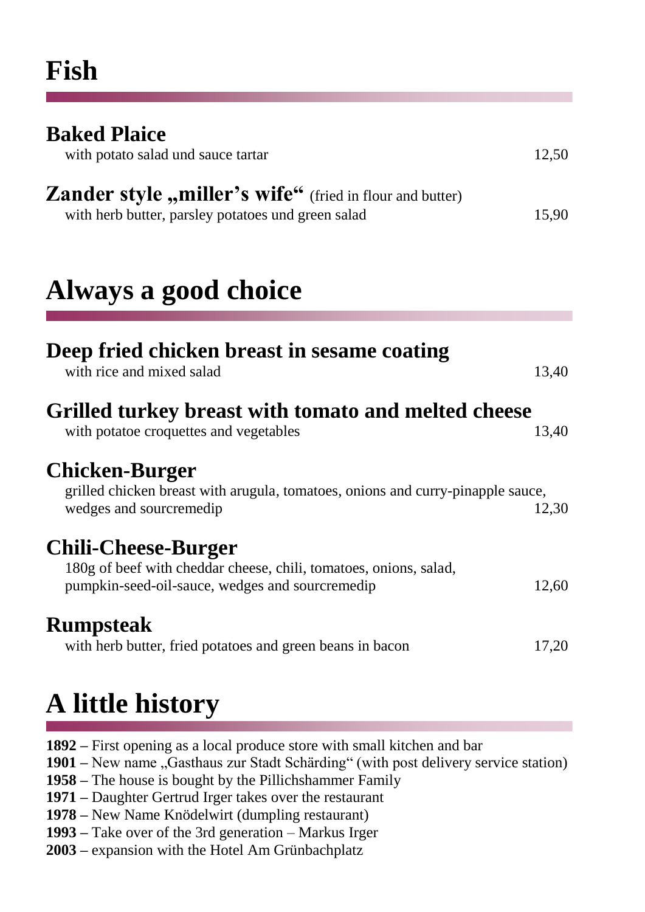# Fish

### Baked Plaice

with potato salad und sauce tartar 12,50

### Zander style „miller's wife“ (fried in flour and butter)

with herb butter, parsley potatoes und green salad 15,90

# Always a good choice

### Deep fried chicken breast in sesame coating

with rice and mixed salad 13,40

### Grilled turkey breast with tomato and melted cheese

with potatoe croquettes and vegetables 13,40

### Chicken-Burger

grilled chicken breast with arugula, tomatoes, onions and curry-pinapple sauce, wedges and sourcremedip 12,30

### Chili-Cheese-Burger

180g of beef with cheddar cheese, chili, tomatoes, onions, salad, pumpkin-seed-oil-sauce, wedges and sourcremedip 12,60

### Rumpsteak

with herb butter, fried potatoes and green beans in bacon 17,20

# A little history

**1892 –** First opening as a local produce store with small kitchen and bar
**1901 –** New name „Gasthaus zur Stadt Schärding“ (with post delivery service station)
**1958 –** The house is bought by the Pillichshammer Family
**1971 –** Daughter Gertrud Irger takes over the restaurant
**1978 –** New Name Knödelwirt (dumpling restaurant)
**1993 –** Take over of the 3rd generation – Markus Irger
**2003 –** expansion with the Hotel Am Grünbachplatz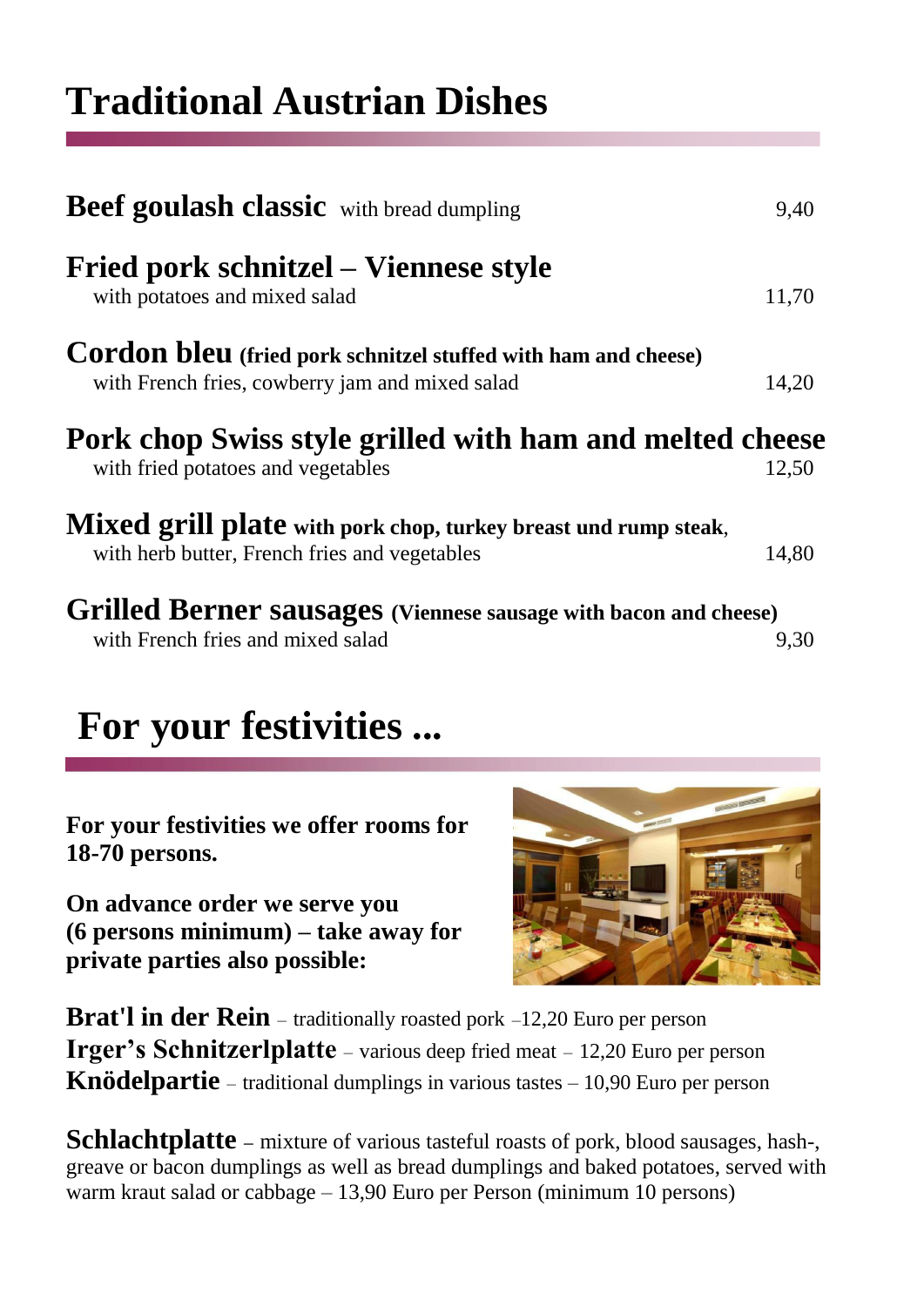# Traditional Austrian Dishes

**Beef goulash classic** with bread dumpling 9,40

**Fried pork schnitzel – Viennese style**
with potatoes and mixed salad 11,70

**Cordon bleu (fried pork schnitzel stuffed with ham and cheese)**
with French fries, cowberry jam and mixed salad 14,20

**Pork chop Swiss style grilled with ham and melted cheese**
with fried potatoes and vegetables 12,50

**Mixed grill plate with pork chop, turkey breast und rump steak**,
with herb butter, French fries and vegetables 14,80

**Grilled Berner sausages (Viennese sausage with bacon and cheese)**
with French fries and mixed salad 9,30

# For your festivities ...

**For your festivities we offer rooms for 18-70 persons.**

**On advance order we serve you (6 persons minimum) – take away for private parties also possible:**

**Brat'l in der Rein** – traditionally roasted pork –12,20 Euro per person
**Irger's Schnitzerlplatte** – various deep fried meat – 12,20 Euro per person
**Knödelpartie** – traditional dumplings in various tastes – 10,90 Euro per person

**Schlachtplatte** – mixture of various tasteful roasts of pork, blood sausages, hash-, greave or bacon dumplings as well as bread dumplings and baked potatoes, served with warm kraut salad or cabbage – 13,90 Euro per Person (minimum 10 persons)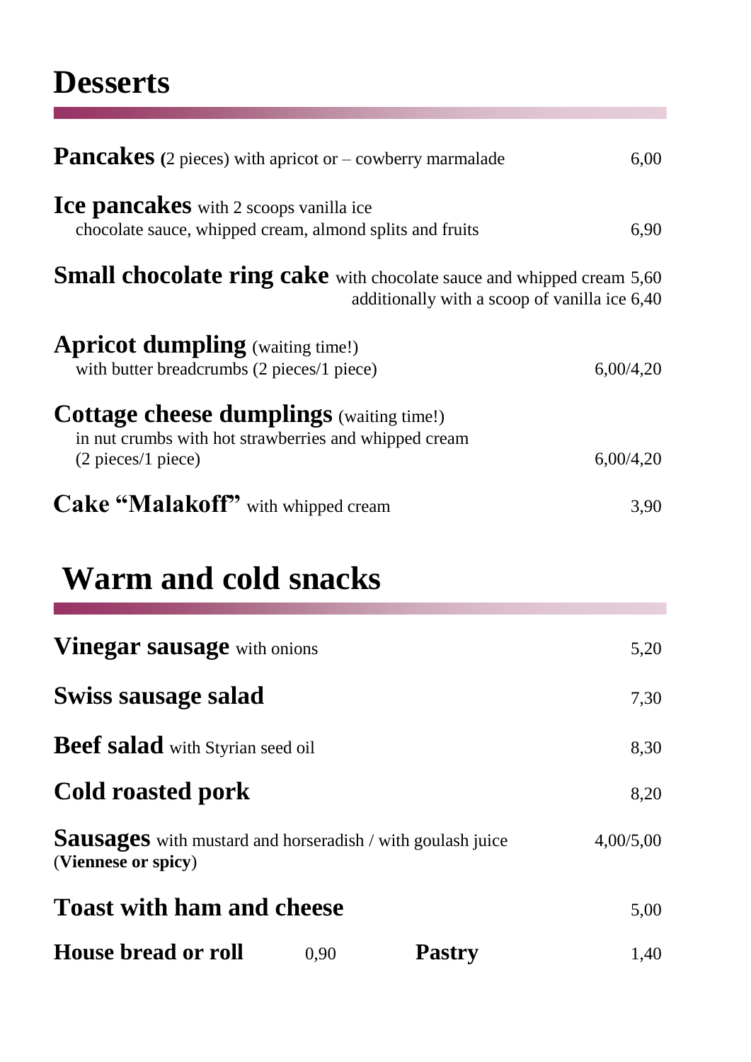# Desserts

**Pancakes (**2 pieces) with apricot or – cowberry marmalade 6,00

**Ice pancakes** with 2 scoops vanilla ice
chocolate sauce, whipped cream, almond splits and fruits 6,90

**Small chocolate ring cake** with chocolate sauce and whipped cream 5,60
additionally with a scoop of vanilla ice 6,40

**Apricot dumpling** (waiting time!)
with butter breadcrumbs (2 pieces/1 piece) 6,00/4,20

**Cottage cheese dumplings** (waiting time!)
in nut crumbs with hot strawberries and whipped cream
(2 pieces/1 piece) 6,00/4,20

**Cake "Malakoff"** with whipped cream 3,90

# Warm and cold snacks

**Vinegar sausage** with onions 5,20

**Swiss sausage salad** 7,30

**Beef salad** with Styrian seed oil 8,30

**Cold roasted pork** 8,20

**Sausages** with mustard and horseradish / with goulash juice 4,00/5,00
(**Viennese or spicy**)

**Toast with ham and cheese** 5,00

**House bread or roll** 0,90 **Pastry** 1,40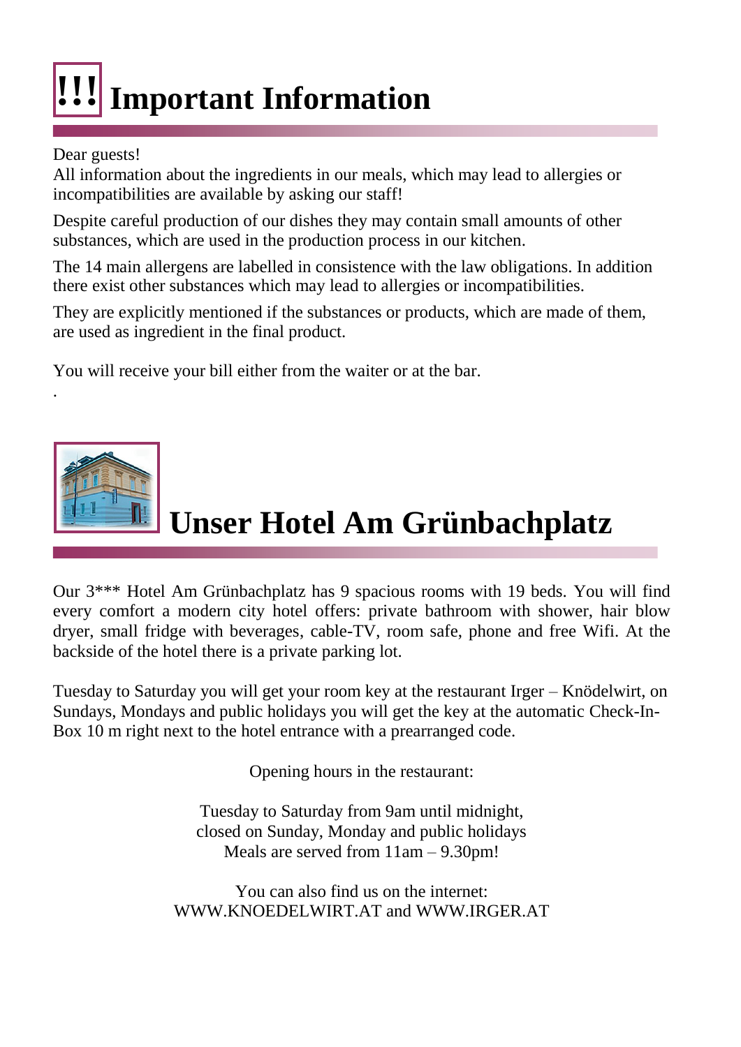# !!! Important Information

Dear guests!
All information about the ingredients in our meals, which may lead to allergies or incompatibilities are available by asking our staff!

Despite careful production of our dishes they may contain small amounts of other substances, which are used in the production process in our kitchen.

The 14 main allergens are labelled in consistence with the law obligations. In addition there exist other substances which may lead to allergies or incompatibilities.

They are explicitly mentioned if the substances or products, which are made of them, are used as ingredient in the final product.

You will receive your bill either from the waiter or at the bar.

.

# Unser Hotel Am Grünbachplatz

Our 3*** Hotel Am Grünbachplatz has 9 spacious rooms with 19 beds. You will find every comfort a modern city hotel offers: private bathroom with shower, hair blow dryer, small fridge with beverages, cable-TV, room safe, phone and free Wifi. At the backside of the hotel there is a private parking lot.

Tuesday to Saturday you will get your room key at the restaurant Irger – Knödelwirt, on Sundays, Mondays and public holidays you will get the key at the automatic Check-In-Box 10 m right next to the hotel entrance with a prearranged code.

Opening hours in the restaurant:

Tuesday to Saturday from 9am until midnight,
closed on Sunday, Monday and public holidays
Meals are served from 11am – 9.30pm!

You can also find us on the internet:
WWW.KNOEDELWIRT.AT and WWW.IRGER.AT